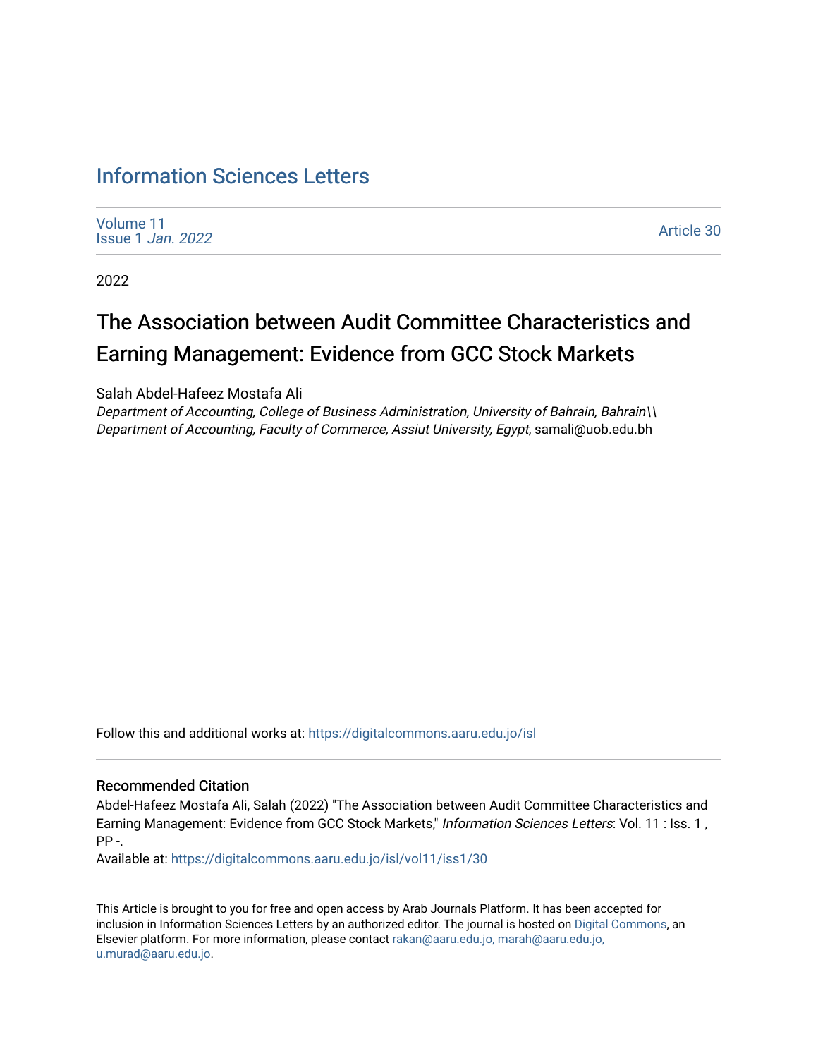# Information Sciences Letters

Volume 11
Issue 1 *Jan. 2022*

Article 30

2022

## The Association between Audit Committee Characteristics and Earning Management: Evidence from GCC Stock Markets

Salah Abdel-Hafeez Mostafa Ali
*Department of Accounting, College of Business Administration, University of Bahrain, Bahrain\\ Department of Accounting, Faculty of Commerce, Assiut University, Egypt*, samali@uob.edu.bh

Follow this and additional works at: https://digitalcommons.aaru.edu.jo/isl

### Recommended Citation

Abdel-Hafeez Mostafa Ali, Salah (2022) "The Association between Audit Committee Characteristics and Earning Management: Evidence from GCC Stock Markets," *Information Sciences Letters*: Vol. 11 : Iss. 1 , PP -.
Available at: https://digitalcommons.aaru.edu.jo/isl/vol11/iss1/30

This Article is brought to you for free and open access by Arab Journals Platform. It has been accepted for inclusion in Information Sciences Letters by an authorized editor. The journal is hosted on Digital Commons, an Elsevier platform. For more information, please contact rakan@aaru.edu.jo, marah@aaru.edu.jo, u.murad@aaru.edu.jo.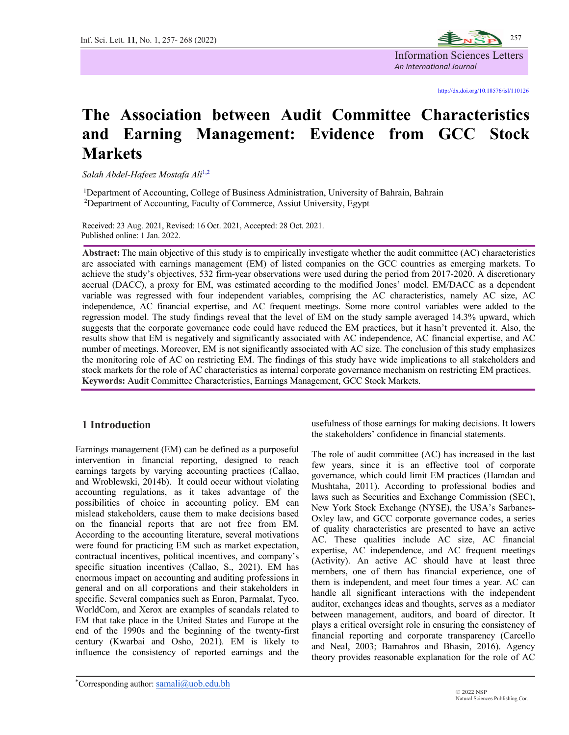# The Association between Audit Committee Characteristics and Earning Management: Evidence from GCC Stock Markets

*Salah Abdel-Hafeez Mostafa Ali*[1,2]

[1]Department of Accounting, College of Business Administration, University of Bahrain, Bahrain
[2]Department of Accounting, Faculty of Commerce, Assiut University, Egypt

Received: 23 Aug. 2021, Revised: 16 Oct. 2021, Accepted: 28 Oct. 2021.
Published online: 1 Jan. 2022.

http://dx.doi.org/10.18576/isl/110126

**Abstract:** The main objective of this study is to empirically investigate whether the audit committee (AC) characteristics are associated with earnings management (EM) of listed companies on the GCC countries as emerging markets. To achieve the study's objectives, 532 firm-year observations were used during the period from 2017-2020. A discretionary accrual (DACC), a proxy for EM, was estimated according to the modified Jones' model. EM/DACC as a dependent variable was regressed with four independent variables, comprising the AC characteristics, namely AC size, AC independence, AC financial expertise, and AC frequent meetings. Some more control variables were added to the regression model. The study findings reveal that the level of EM on the study sample averaged 14.3% upward, which suggests that the corporate governance code could have reduced the EM practices, but it hasn't prevented it. Also, the results show that EM is negatively and significantly associated with AC independence, AC financial expertise, and AC number of meetings. Moreover, EM is not significantly associated with AC size. The conclusion of this study emphasizes the monitoring role of AC on restricting EM. The findings of this study have wide implications to all stakeholders and stock markets for the role of AC characteristics as internal corporate governance mechanism on restricting EM practices.

**Keywords:** Audit Committee Characteristics, Earnings Management, GCC Stock Markets.

## 1 Introduction

Earnings management (EM) can be defined as a purposeful intervention in financial reporting, designed to reach earnings targets by varying accounting practices (Callao, and Wroblewski, 2014b). It could occur without violating accounting regulations, as it takes advantage of the possibilities of choice in accounting policy. EM can mislead stakeholders, cause them to make decisions based on the financial reports that are not free from EM. According to the accounting literature, several motivations were found for practicing EM such as market expectation, contractual incentives, political incentives, and company's specific situation incentives (Callao, S., 2021). EM has enormous impact on accounting and auditing professions in general and on all corporations and their stakeholders in specific. Several companies such as Enron, Parmalat, Tyco, WorldCom, and Xerox are examples of scandals related to EM that take place in the United States and Europe at the end of the 1990s and the beginning of the twenty-first century (Kwarbai and Osho, 2021). EM is likely to influence the consistency of reported earnings and the usefulness of those earnings for making decisions. It lowers the stakeholders' confidence in financial statements.

The role of audit committee (AC) has increased in the last few years, since it is an effective tool of corporate governance, which could limit EM practices (Hamdan and Mushtaha, 2011). According to professional bodies and laws such as Securities and Exchange Commission (SEC), New York Stock Exchange (NYSE), the USA's Sarbanes-Oxley law, and GCC corporate governance codes, a series of quality characteristics are presented to have an active AC. These qualities include AC size, AC financial expertise, AC independence, and AC frequent meetings (Activity). An active AC should have at least three members, one of them has financial experience, one of them is independent, and meet four times a year. AC can handle all significant interactions with the independent auditor, exchanges ideas and thoughts, serves as a mediator between management, auditors, and board of director. It plays a critical oversight role in ensuring the consistency of financial reporting and corporate transparency (Carcello and Neal, 2003; Bamahros and Bhasin, 2016). Agency theory provides reasonable explanation for the role of AC

*Corresponding author: samali@uob.edu.bh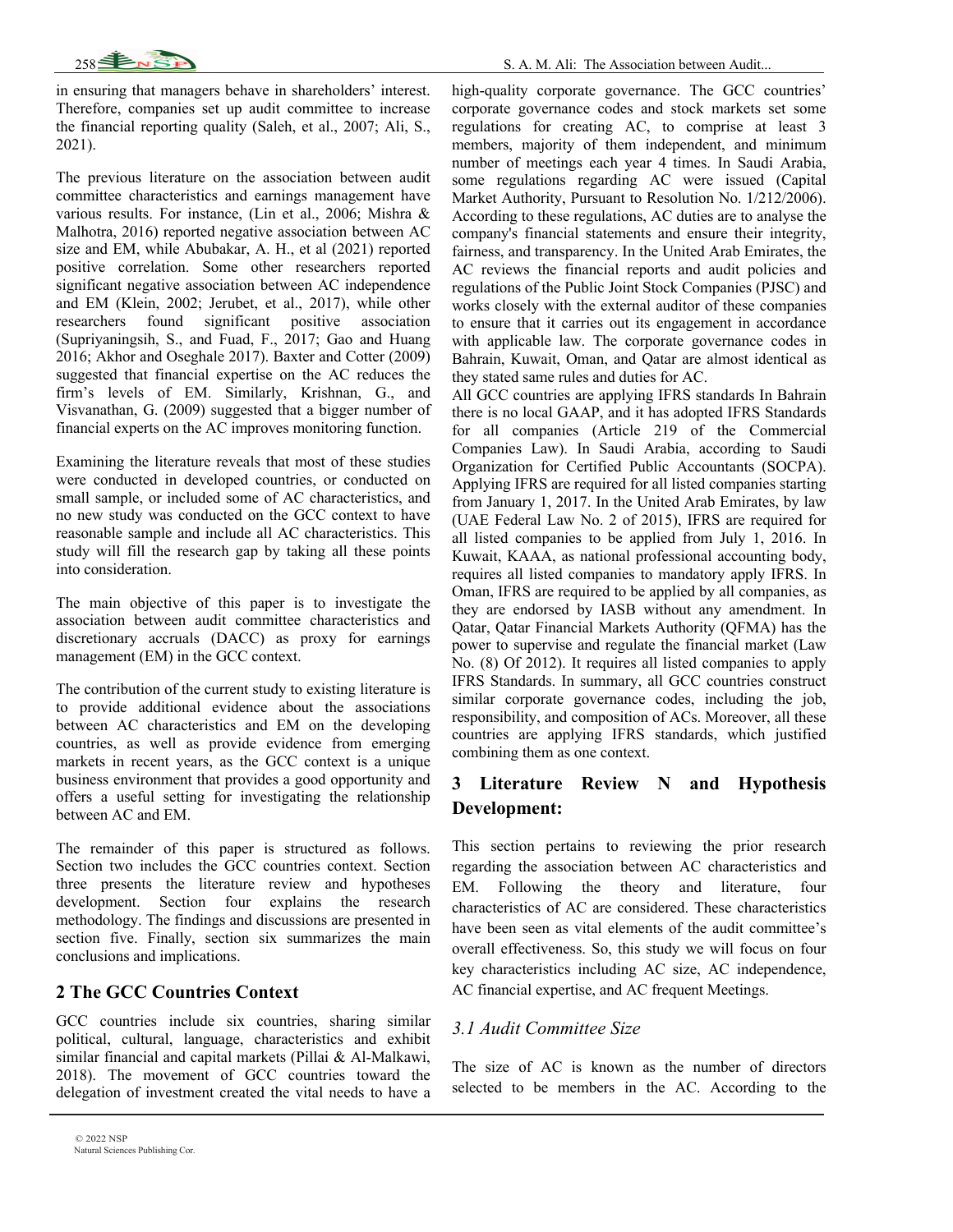in ensuring that managers behave in shareholders' interest. Therefore, companies set up audit committee to increase the financial reporting quality (Saleh, et al., 2007; Ali, S., 2021).

The previous literature on the association between audit committee characteristics and earnings management have various results. For instance, (Lin et al., 2006; Mishra & Malhotra, 2016) reported negative association between AC size and EM, while Abubakar, A. H., et al (2021) reported positive correlation. Some other researchers reported significant negative association between AC independence and EM (Klein, 2002; Jerubet, et al., 2017), while other researchers found significant positive association (Supriyaningsih, S., and Fuad, F., 2017; Gao and Huang 2016; Akhor and Oseghale 2017). Baxter and Cotter (2009) suggested that financial expertise on the AC reduces the firm's levels of EM. Similarly, Krishnan, G., and Visvanathan, G. (2009) suggested that a bigger number of financial experts on the AC improves monitoring function.

Examining the literature reveals that most of these studies were conducted in developed countries, or conducted on small sample, or included some of AC characteristics, and no new study was conducted on the GCC context to have reasonable sample and include all AC characteristics. This study will fill the research gap by taking all these points into consideration.

The main objective of this paper is to investigate the association between audit committee characteristics and discretionary accruals (DACC) as proxy for earnings management (EM) in the GCC context.

The contribution of the current study to existing literature is to provide additional evidence about the associations between AC characteristics and EM on the developing countries, as well as provide evidence from emerging markets in recent years, as the GCC context is a unique business environment that provides a good opportunity and offers a useful setting for investigating the relationship between AC and EM.

The remainder of this paper is structured as follows. Section two includes the GCC countries context. Section three presents the literature review and hypotheses development. Section four explains the research methodology. The findings and discussions are presented in section five. Finally, section six summarizes the main conclusions and implications.

## 2 The GCC Countries Context

GCC countries include six countries, sharing similar political, cultural, language, characteristics and exhibit similar financial and capital markets (Pillai & Al-Malkawi, 2018). The movement of GCC countries toward the delegation of investment created the vital needs to have a high-quality corporate governance. The GCC countries' corporate governance codes and stock markets set some regulations for creating AC, to comprise at least 3 members, majority of them independent, and minimum number of meetings each year 4 times. In Saudi Arabia, some regulations regarding AC were issued (Capital Market Authority, Pursuant to Resolution No. 1/212/2006). According to these regulations, AC duties are to analyse the company's financial statements and ensure their integrity, fairness, and transparency. In the United Arab Emirates, the AC reviews the financial reports and audit policies and regulations of the Public Joint Stock Companies (PJSC) and works closely with the external auditor of these companies to ensure that it carries out its engagement in accordance with applicable law. The corporate governance codes in Bahrain, Kuwait, Oman, and Qatar are almost identical as they stated same rules and duties for AC.

All GCC countries are applying IFRS standards In Bahrain there is no local GAAP, and it has adopted IFRS Standards for all companies (Article 219 of the Commercial Companies Law). In Saudi Arabia, according to Saudi Organization for Certified Public Accountants (SOCPA). Applying IFRS are required for all listed companies starting from January 1, 2017. In the United Arab Emirates, by law (UAE Federal Law No. 2 of 2015), IFRS are required for all listed companies to be applied from July 1, 2016. In Kuwait, KAAA, as national professional accounting body, requires all listed companies to mandatory apply IFRS. In Oman, IFRS are required to be applied by all companies, as they are endorsed by IASB without any amendment. In Qatar, Qatar Financial Markets Authority (QFMA) has the power to supervise and regulate the financial market (Law No. (8) Of 2012). It requires all listed companies to apply IFRS Standards. In summary, all GCC countries construct similar corporate governance codes, including the job, responsibility, and composition of ACs. Moreover, all these countries are applying IFRS standards, which justified combining them as one context.

## 3 Literature Review N and Hypothesis Development:

This section pertains to reviewing the prior research regarding the association between AC characteristics and EM. Following the theory and literature, four characteristics of AC are considered. These characteristics have been seen as vital elements of the audit committee's overall effectiveness. So, this study we will focus on four key characteristics including AC size, AC independence, AC financial expertise, and AC frequent Meetings.

### *3.1 Audit Committee Size*

The size of AC is known as the number of directors selected to be members in the AC. According to the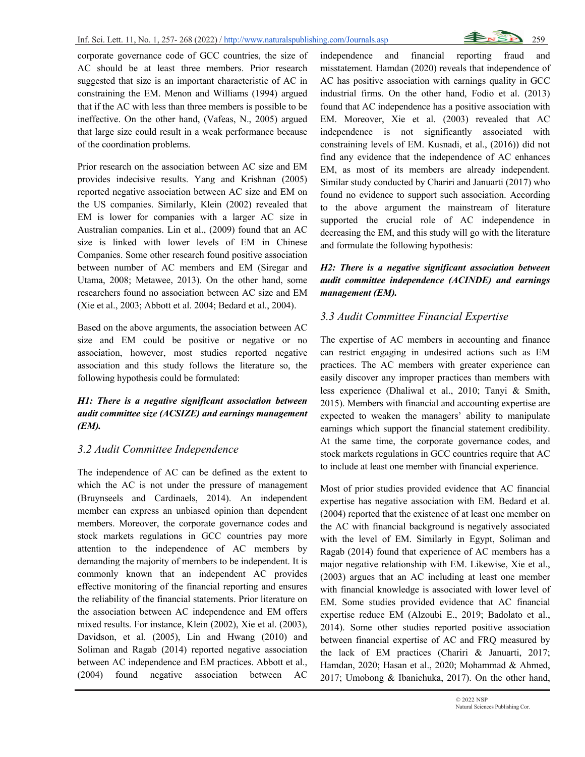corporate governance code of GCC countries, the size of AC should be at least three members. Prior research suggested that size is an important characteristic of AC in constraining the EM. Menon and Williams (1994) argued that if the AC with less than three members is possible to be ineffective. On the other hand, (Vafeas, N., 2005) argued that large size could result in a weak performance because of the coordination problems.

Prior research on the association between AC size and EM provides indecisive results. Yang and Krishnan (2005) reported negative association between AC size and EM on the US companies. Similarly, Klein (2002) revealed that EM is lower for companies with a larger AC size in Australian companies. Lin et al., (2009) found that an AC size is linked with lower levels of EM in Chinese Companies. Some other research found positive association between number of AC members and EM (Siregar and Utama, 2008; Metawee, 2013). On the other hand, some researchers found no association between AC size and EM (Xie et al., 2003; Abbott et al. 2004; Bedard et al., 2004).

Based on the above arguments, the association between AC size and EM could be positive or negative or no association, however, most studies reported negative association and this study follows the literature so, the following hypothesis could be formulated:

***H1: There is a negative significant association between audit committee size (ACSIZE) and earnings management (EM).***

### 3.2 Audit Committee Independence

The independence of AC can be defined as the extent to which the AC is not under the pressure of management (Bruynseels and Cardinaels, 2014). An independent member can express an unbiased opinion than dependent members. Moreover, the corporate governance codes and stock markets regulations in GCC countries pay more attention to the independence of AC members by demanding the majority of members to be independent. It is commonly known that an independent AC provides effective monitoring of the financial reporting and ensures the reliability of the financial statements. Prior literature on the association between AC independence and EM offers mixed results. For instance, Klein (2002), Xie et al. (2003), Davidson, et al. (2005), Lin and Hwang (2010) and Soliman and Ragab (2014) reported negative association between AC independence and EM practices. Abbott et al., (2004) found negative association between AC independence and financial reporting fraud and misstatement. Hamdan (2020) reveals that independence of AC has positive association with earnings quality in GCC industrial firms. On the other hand, Fodio et al. (2013) found that AC independence has a positive association with EM. Moreover, Xie et al. (2003) revealed that AC independence is not significantly associated with constraining levels of EM. Kusnadi, et al., (2016)) did not find any evidence that the independence of AC enhances EM, as most of its members are already independent. Similar study conducted by Chariri and Januarti (2017) who found no evidence to support such association. According to the above argument the mainstream of literature supported the crucial role of AC independence in decreasing the EM, and this study will go with the literature and formulate the following hypothesis:

***H2: There is a negative significant association between audit committee independence (ACINDE) and earnings management (EM).***

### 3.3 Audit Committee Financial Expertise

The expertise of AC members in accounting and finance can restrict engaging in undesired actions such as EM practices. The AC members with greater experience can easily discover any improper practices than members with less experience (Dhaliwal et al., 2010; Tanyi & Smith, 2015). Members with financial and accounting expertise are expected to weaken the managers' ability to manipulate earnings which support the financial statement credibility. At the same time, the corporate governance codes, and stock markets regulations in GCC countries require that AC to include at least one member with financial experience.

Most of prior studies provided evidence that AC financial expertise has negative association with EM. Bedard et al. (2004) reported that the existence of at least one member on the AC with financial background is negatively associated with the level of EM. Similarly in Egypt, Soliman and Ragab (2014) found that experience of AC members has a major negative relationship with EM. Likewise, Xie et al., (2003) argues that an AC including at least one member with financial knowledge is associated with lower level of EM. Some studies provided evidence that AC financial expertise reduce EM (Alzoubi E., 2019; Badolato et al., 2014). Some other studies reported positive association between financial expertise of AC and FRQ measured by the lack of EM practices (Chariri & Januarti, 2017; Hamdan, 2020; Hasan et al., 2020; Mohammad & Ahmed, 2017; Umobong & Ibanichuka, 2017). On the other hand,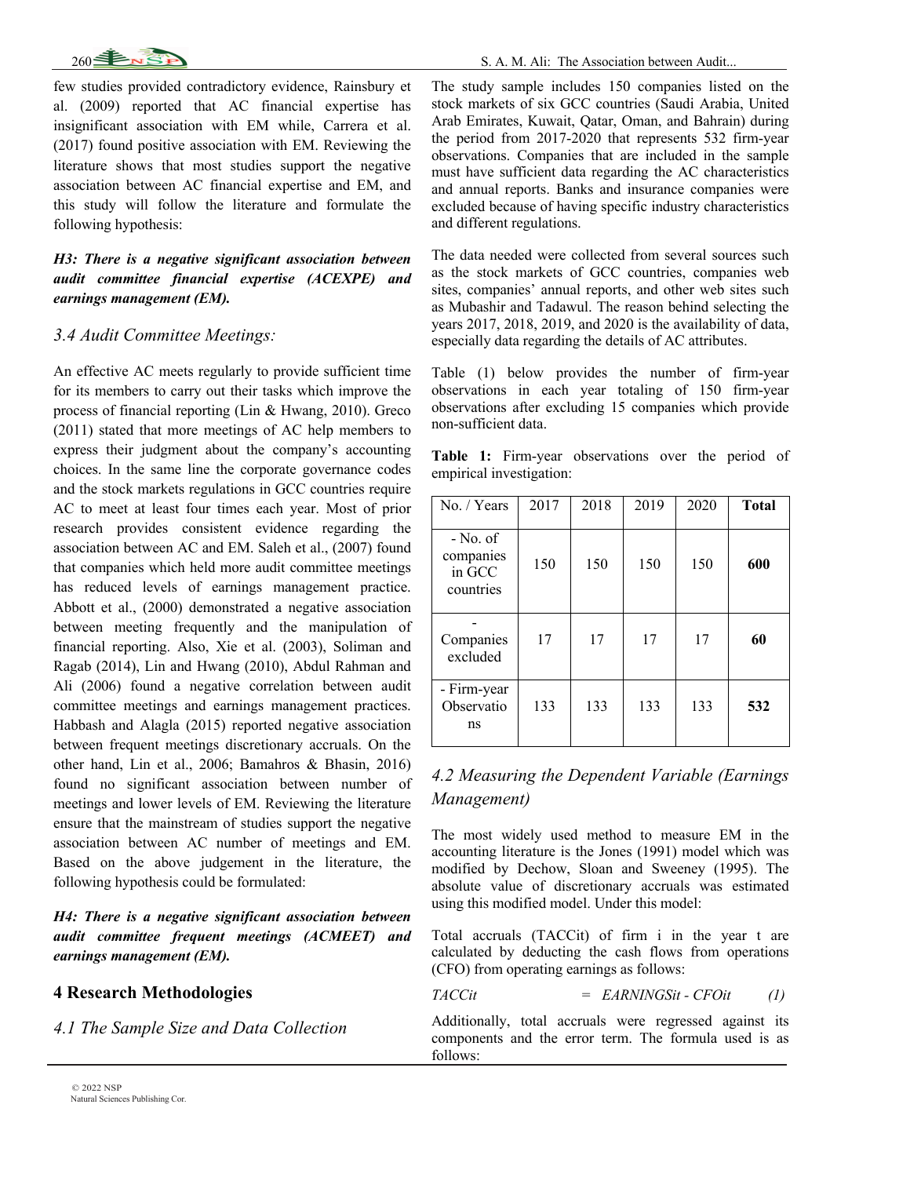few studies provided contradictory evidence, Rainsbury et al. (2009) reported that AC financial expertise has insignificant association with EM while, Carrera et al. (2017) found positive association with EM. Reviewing the literature shows that most studies support the negative association between AC financial expertise and EM, and this study will follow the literature and formulate the following hypothesis:

***H3: There is a negative significant association between audit committee financial expertise (ACEXPE) and earnings management (EM).***

### *3.4 Audit Committee Meetings:*

An effective AC meets regularly to provide sufficient time for its members to carry out their tasks which improve the process of financial reporting (Lin & Hwang, 2010). Greco (2011) stated that more meetings of AC help members to express their judgment about the company's accounting choices. In the same line the corporate governance codes and the stock markets regulations in GCC countries require AC to meet at least four times each year. Most of prior research provides consistent evidence regarding the association between AC and EM. Saleh et al., (2007) found that companies which held more audit committee meetings has reduced levels of earnings management practice. Abbott et al., (2000) demonstrated a negative association between meeting frequently and the manipulation of financial reporting. Also, Xie et al. (2003), Soliman and Ragab (2014), Lin and Hwang (2010), Abdul Rahman and Ali (2006) found a negative correlation between audit committee meetings and earnings management practices. Habbash and Alagla (2015) reported negative association between frequent meetings discretionary accruals. On the other hand, Lin et al., 2006; Bamahros & Bhasin, 2016) found no significant association between number of meetings and lower levels of EM. Reviewing the literature ensure that the mainstream of studies support the negative association between AC number of meetings and EM. Based on the above judgement in the literature, the following hypothesis could be formulated:

***H4: There is a negative significant association between audit committee frequent meetings (ACMEET) and earnings management (EM).***

## 4 Research Methodologies

### *4.1 The Sample Size and Data Collection*

The study sample includes 150 companies listed on the stock markets of six GCC countries (Saudi Arabia, United Arab Emirates, Kuwait, Qatar, Oman, and Bahrain) during the period from 2017-2020 that represents 532 firm-year observations. Companies that are included in the sample must have sufficient data regarding the AC characteristics and annual reports. Banks and insurance companies were excluded because of having specific industry characteristics and different regulations.

The data needed were collected from several sources such as the stock markets of GCC countries, companies web sites, companies' annual reports, and other web sites such as Mubashir and Tadawul. The reason behind selecting the years 2017, 2018, 2019, and 2020 is the availability of data, especially data regarding the details of AC attributes.

Table (1) below provides the number of firm-year observations in each year totaling of 150 firm-year observations after excluding 15 companies which provide non-sufficient data.

**Table 1:** Firm-year observations over the period of empirical investigation:

| No. / Years | 2017 | 2018 | 2019 | 2020 | **Total** |
|---|---|---|---|---|---|
| - No. of companies in GCC countries | 150 | 150 | 150 | 150 | **600** |
| - Companies excluded | 17 | 17 | 17 | 17 | **60** |
| - Firm-year Observations | 133 | 133 | 133 | 133 | **532** |

### *4.2 Measuring the Dependent Variable (Earnings Management)*

The most widely used method to measure EM in the accounting literature is the Jones (1991) model which was modified by Dechow, Sloan and Sweeney (1995). The absolute value of discretionary accruals was estimated using this modified model. Under this model:

Total accruals (TACCit) of firm i in the year t are calculated by deducting the cash flows from operations (CFO) from operating earnings as follows:

$$TACC_{it} = EARNINGS_{it} - CFO_{it} \quad (1)$$

Additionally, total accruals were regressed against its components and the error term. The formula used is as follows: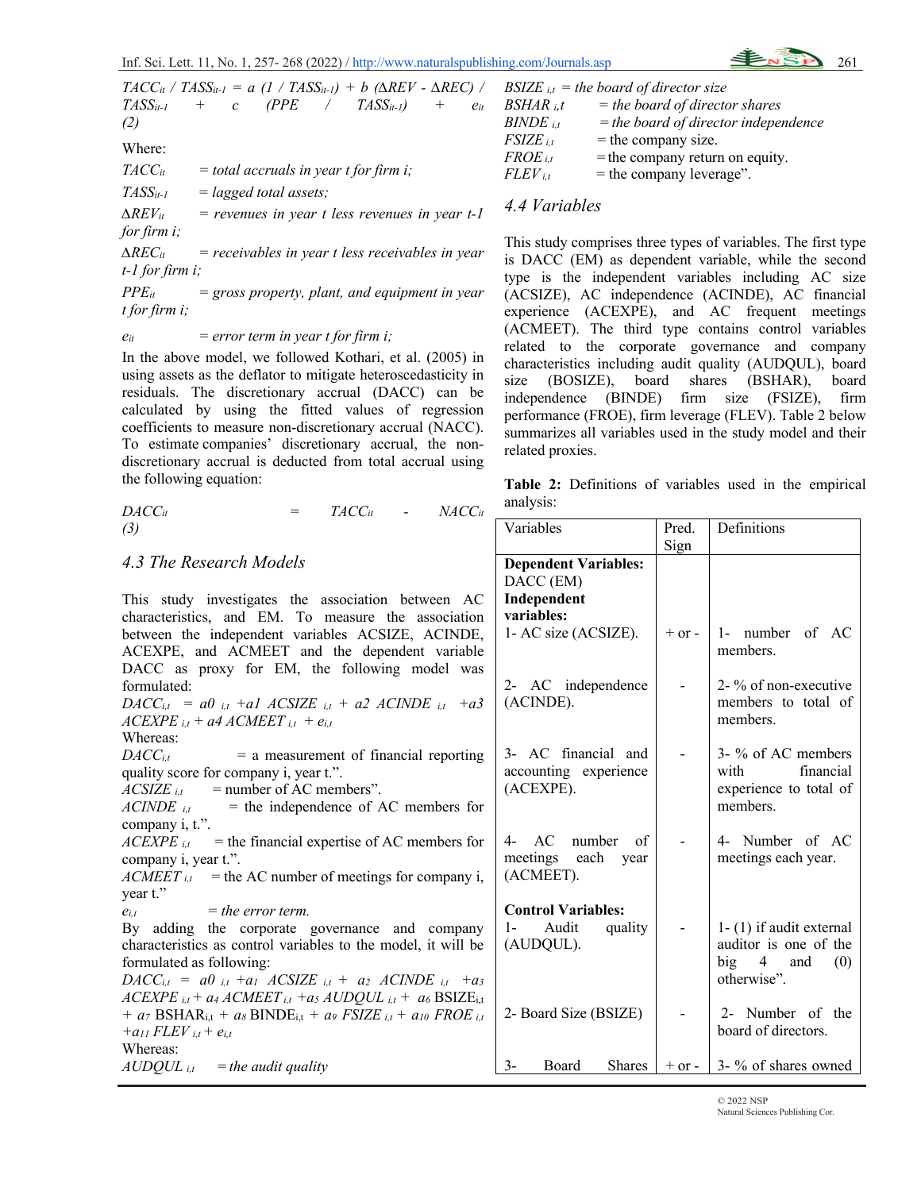$$TACC_{it} / TASS_{it-1} = a\ (1 / TASS_{it-1}) + b\ (\Delta REV - \Delta REC) / TASS_{it-1} + c\ (PPE / TASS_{it-1}) + e_{it} \quad (2)$$

Where:

$TACC_{it}$ = *total accruals in year t for firm i;*

$TASS_{it-1}$ = *lagged total assets;*

$\Delta REV_{it}$ = *revenues in year t less revenues in year t-1 for firm i;*

$\Delta REC_{it}$ = *receivables in year t less receivables in year t-1 for firm i;*

$PPE_{it}$ = *gross property, plant, and equipment in year t for firm i;*

$e_{it}$ = *error term in year t for firm i;*

In the above model, we followed Kothari, et al. (2005) in using assets as the deflator to mitigate heteroscedasticity in residuals. The discretionary accrual (DACC) can be calculated by using the fitted values of regression coefficients to measure non-discretionary accrual (NACC). To estimate companies' discretionary accrual, the non-discretionary accrual is deducted from total accrual using the following equation:

$$DACC_{it} = TACC_{it} - NACC_{it} \quad (3)$$

### *4.3 The Research Models*

This study investigates the association between AC characteristics, and EM. To measure the association between the independent variables ACSIZE, ACINDE, ACEXPE, and ACMEET and the dependent variable DACC as proxy for EM, the following model was formulated:

$$DACC_{i,t} = a0_{\ i,t} + a1\ ACSIZE_{\ i,t} + a2\ ACINDE_{\ i,t} + a3\ ACEXPE_{\ i,t} + a4\ ACMEET_{\ i,t} + e_{i,t}$$

Whereas:

$DACC_{i,t}$ = a measurement of financial reporting quality score for company i, year t.".

$ACSIZE_{\ i,t}$ = number of AC members".

$ACINDE_{\ i,t}$ = the independence of AC members for company i, t.".

$ACEXPE_{\ i,t}$ = the financial expertise of AC members for company i, year t.".

$ACMEET_{\ i,t}$ = the AC number of meetings for company i, year t."

$e_{i,t}$ = *the error term.*

By adding the corporate governance and company characteristics as control variables to the model, it will be formulated as following:

$$DACC_{i,t} = a0_{\ i,t} + a_1\ ACSIZE_{\ i,t} + a_2\ ACINDE_{\ i,t} + a_3\ ACEXPE_{\ i,t} + a_4\ ACMEET_{\ i,t} + a_5\ AUDQUL_{\ i,t} + a_6\ BSIZE_{i,t} + a_7\ BSHAR_{i,t} + a_8\ BINDE_{i,t} + a_9\ FSIZE_{\ i,t} + a_{10}\ FROE_{\ i,t} + a_{11}\ FLEV_{\ i,t} + e_{i,t}$$

Whereas:

$AUDQUL_{\ i,t}$ = *the audit quality*

$BSIZE_{\ i,t}$ = *the board of director size*

$BSHAR_{\ i,t}$ = *the board of director shares*

$BINDE_{\ i,t}$ = *the board of director independence*

$FSIZE_{\ i,t}$ = the company size.

$FROE_{\ i,t}$ = the company return on equity.

$FLEV_{\ i,t}$ = the company leverage".

### *4.4 Variables*

This study comprises three types of variables. The first type is DACC (EM) as dependent variable, while the second type is the independent variables including AC size (ACSIZE), AC independence (ACINDE), AC financial experience (ACEXPE), and AC frequent meetings (ACMEET). The third type contains control variables related to the corporate governance and company characteristics including audit quality (AUDQUL), board size (BOSIZE), board shares (BSHAR), board independence (BINDE) firm size (FSIZE), firm performance (FROE), firm leverage (FLEV). Table 2 below summarizes all variables used in the study model and their related proxies.

**Table 2:** Definitions of variables used in the empirical analysis:

| Variables | Pred. Sign | Definitions |
|---|---|---|
| **Dependent Variables:** DACC (EM) | | |
| **Independent variables:** | | |
| 1- AC size (ACSIZE). | + or - | 1- number of AC members. |
| 2- AC independence (ACINDE). | - | 2- % of non-executive members to total of members. |
| 3- AC financial and accounting experience (ACEXPE). | - | 3- % of AC members with financial experience to total of members. |
| 4- AC number of meetings each year (ACMEET). | - | 4- Number of AC meetings each year. |
| **Control Variables:** | | |
| 1- Audit quality (AUDQUL). | - | 1- (1) if audit external auditor is one of the big 4 and (0) otherwise". |
| 2- Board Size (BSIZE) | - | 2- Number of the board of directors. |
| 3- Board Shares | + or - | 3- % of shares owned |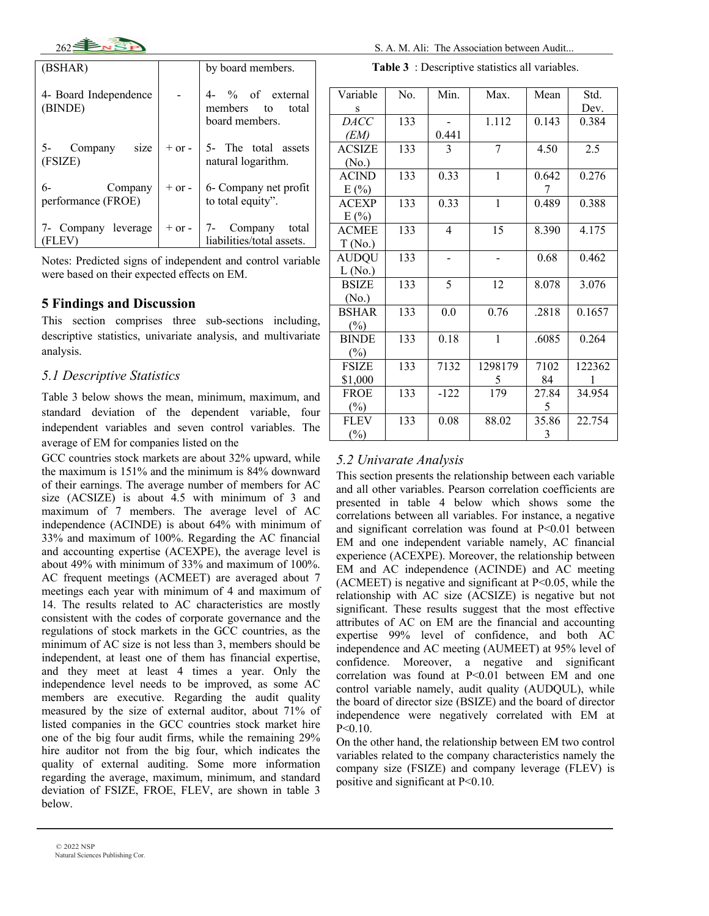| (BSHAR) | | by board members. |
|---|---|---|
| 4- Board Independence (BINDE) | - | 4- % of external members to total board members. |
| 5- Company size (FSIZE) | + or - | 5- The total assets natural logarithm. |
| 6- Company performance (FROE) | + or - | 6- Company net profit to total equity". |
| 7- Company leverage (FLEV) | + or - | 7- Company total liabilities/total assets. |

Notes: Predicted signs of independent and control variable were based on their expected effects on EM.

## 5 Findings and Discussion

This section comprises three sub-sections including, descriptive statistics, univariate analysis, and multivariate analysis.

### 5.1 Descriptive Statistics

Table 3 below shows the mean, minimum, maximum, and standard deviation of the dependent variable, four independent variables and seven control variables. The average of EM for companies listed on the GCC countries stock markets are about 32% upward, while the maximum is 151% and the minimum is 84% downward of their earnings. The average number of members for AC size (ACSIZE) is about 4.5 with minimum of 3 and maximum of 7 members. The average level of AC independence (ACINDE) is about 64% with minimum of 33% and maximum of 100%. Regarding the AC financial and accounting expertise (ACEXPE), the average level is about 49% with minimum of 33% and maximum of 100%. AC frequent meetings (ACMEET) are averaged about 7 meetings each year with minimum of 4 and maximum of 14. The results related to AC characteristics are mostly consistent with the codes of corporate governance and the regulations of stock markets in the GCC countries, as the minimum of AC size is not less than 3, members should be independent, at least one of them has financial expertise, and they meet at least 4 times a year. Only the independence level needs to be improved, as some AC members are executive. Regarding the audit quality measured by the size of external auditor, about 71% of listed companies in the GCC countries stock market hire one of the big four audit firms, while the remaining 29% hire auditor not from the big four, which indicates the quality of external auditing. Some more information regarding the average, maximum, minimum, and standard deviation of FSIZE, FROE, FLEV, are shown in table 3 below.

**Table 3** : Descriptive statistics all variables.

| Variables | No. | Min. | Max. | Mean | Std. Dev. |
|---|---|---|---|---|---|
| *DACC (EM)* | 133 | -0.441 | 1.112 | 0.143 | 0.384 |
| ACSIZE (No.) | 133 | 3 | 7 | 4.50 | 2.5 |
| ACINDE (%) | 133 | 0.33 | 1 | 0.6427 | 0.276 |
| ACEXPE (%) | 133 | 0.33 | 1 | 0.489 | 0.388 |
| ACMEET (No.) | 133 | 4 | 15 | 8.390 | 4.175 |
| AUDQUL (No.) | 133 | - | - | 0.68 | 0.462 |
| BSIZE (No.) | 133 | 5 | 12 | 8.078 | 3.076 |
| BSHAR (%) | 133 | 0.0 | 0.76 | .2818 | 0.1657 |
| BINDE (%) | 133 | 0.18 | 1 | .6085 | 0.264 |
| FSIZE $1,000 | 133 | 7132 | 12981795 | 710284 | 1223621 |
| FROE (%) | 133 | -122 | 179 | 27.845 | 34.954 |
| FLEV (%) | 133 | 0.08 | 88.02 | 35.863 | 22.754 |

### 5.2 Univarate Analysis

This section presents the relationship between each variable and all other variables. Pearson correlation coefficients are presented in table 4 below which shows some the correlations between all variables. For instance, a negative and significant correlation was found at $P<0.01$ between EM and one independent variable namely, AC financial experience (ACEXPE). Moreover, the relationship between EM and AC independence (ACINDE) and AC meeting (ACMEET) is negative and significant at $P<0.05$, while the relationship with AC size (ACSIZE) is negative but not significant. These results suggest that the most effective attributes of AC on EM are the financial and accounting expertise 99% level of confidence, and both AC independence and AC meeting (AUMEET) at 95% level of confidence. Moreover, a negative and significant correlation was found at $P<0.01$ between EM and one control variable namely, audit quality (AUDQUL), while the board of director size (BSIZE) and the board of director independence were negatively correlated with EM at $P<0.10$.

On the other hand, the relationship between EM two control variables related to the company characteristics namely the company size (FSIZE) and company leverage (FLEV) is positive and significant at $P<0.10$.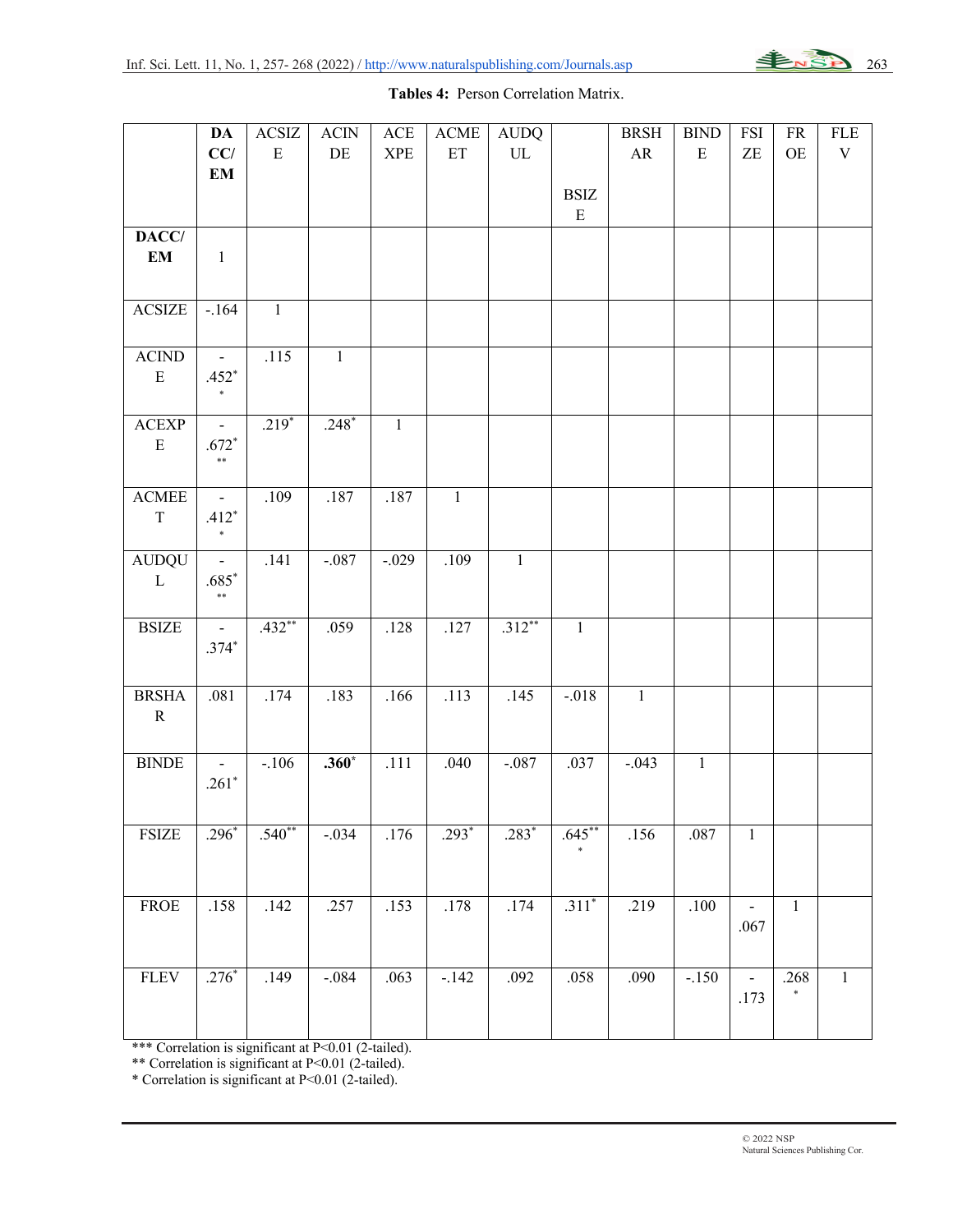**Tables 4:** Person Correlation Matrix.

| | DACC/EM | ACSIZE | ACINDE | ACEXPE | ACMEET | AUDQUL | BSIZE | BRSHAR | BINDE | FSIZE | FROE | FLEV |
|---|---|---|---|---|---|---|---|---|---|---|---|---|
| **DACC/EM** | 1 | | | | | | | | | | | |
| ACSIZE | -.164 | 1 | | | | | | | | | | |
| ACINDE | -.452** | .115 | 1 | | | | | | | | | |
| ACEXPE | -.672*** | .219* | .248* | 1 | | | | | | | | |
| ACMEET | -.412** | .109 | .187 | .187 | 1 | | | | | | | |
| AUDQUL | -.685*** | .141 | -.087 | -.029 | .109 | 1 | | | | | | |
| BSIZE | -.374* | .432** | .059 | .128 | .127 | .312** | 1 | | | | | |
| BRSHAR | .081 | .174 | .183 | .166 | .113 | .145 | -.018 | 1 | | | | |
| BINDE | -.261* | -.106 | **.360*** | .111 | .040 | -.087 | .037 | -.043 | 1 | | | |
| FSIZE | .296* | .540** | -.034 | .176 | .293* | .283* | .645*** | .156 | .087 | 1 | | |
| FROE | .158 | .142 | .257 | .153 | .178 | .174 | .311* | .219 | .100 | -.067 | 1 | |
| FLEV | .276* | .149 | -.084 | .063 | -.142 | .092 | .058 | .090 | -.150 | -.173 | .268* | 1 |

*** Correlation is significant at P<0.01 (2-tailed).
** Correlation is significant at P<0.01 (2-tailed).
* Correlation is significant at P<0.01 (2-tailed).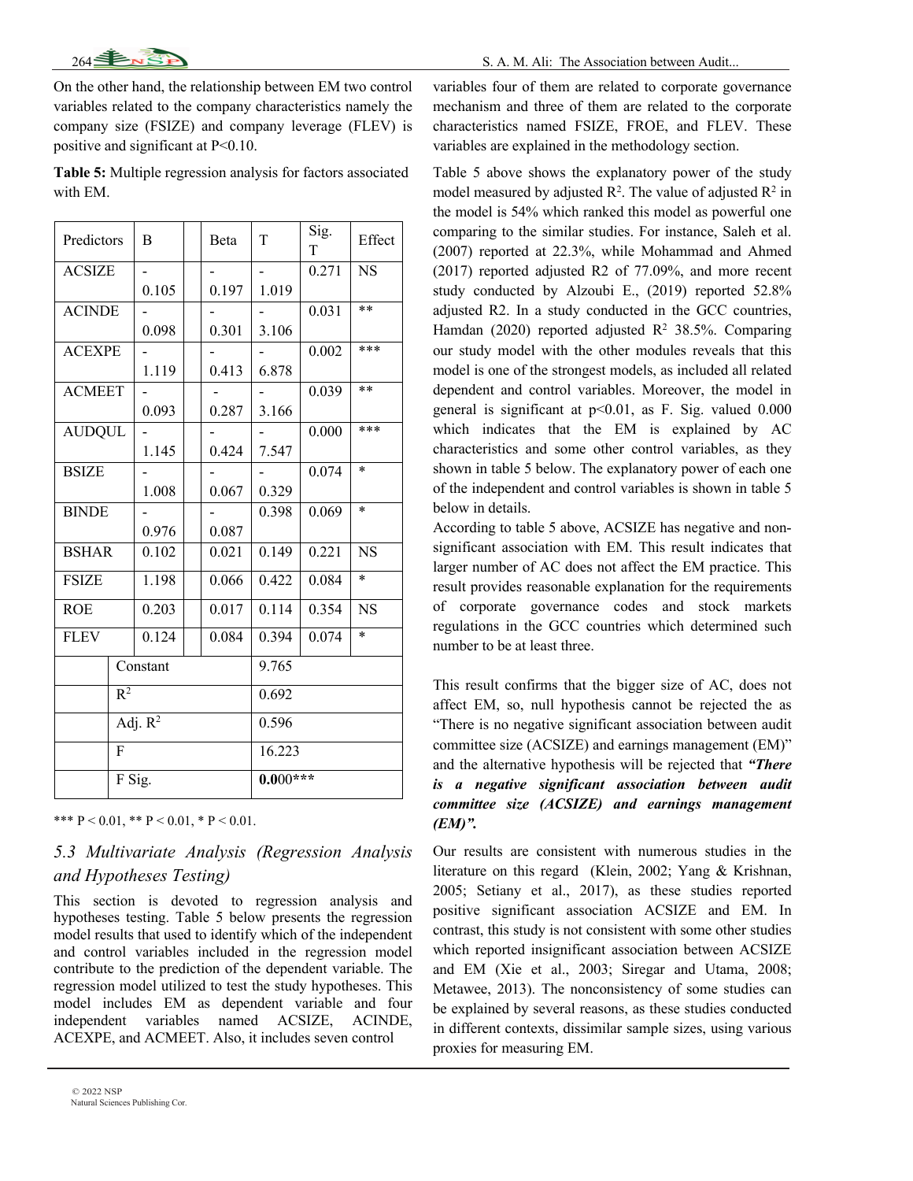On the other hand, the relationship between EM two control variables related to the company characteristics namely the company size (FSIZE) and company leverage (FLEV) is positive and significant at P<0.10.

**Table 5:** Multiple regression analysis for factors associated with EM.

| Predictors | B | Beta | T | Sig. T | Effect |
|---|---|---|---|---|---|
| ACSIZE | -0.105 | -0.197 | -1.019 | 0.271 | NS |
| ACINDE | -0.098 | -0.301 | -3.106 | 0.031 | ** |
| ACEXPE | -1.119 | -0.413 | -6.878 | 0.002 | *** |
| ACMEET | -0.093 | -0.287 | -3.166 | 0.039 | ** |
| AUDQUL | -1.145 | -0.424 | -7.547 | 0.000 | *** |
| BSIZE | -1.008 | -0.067 | -0.329 | 0.074 | * |
| BINDE | -0.976 | -0.087 | 0.398 | 0.069 | * |
| BSHAR | 0.102 | 0.021 | 0.149 | 0.221 | NS |
| FSIZE | 1.198 | 0.066 | 0.422 | 0.084 | * |
| ROE | 0.203 | 0.017 | 0.114 | 0.354 | NS |
| FLEV | 0.124 | 0.084 | 0.394 | 0.074 | * |
| Constant | | | 9.765 | | |
| $R^2$ | | | 0.692 | | |
| Adj. $R^2$ | | | 0.596 | | |
| F | | | 16.223 | | |
| F Sig. | | | **0.0**00*** | | |

*** P < 0.01, ** P < 0.01, * P < 0.01.

### 5.3 Multivariate Analysis (Regression Analysis and Hypotheses Testing)

This section is devoted to regression analysis and hypotheses testing. Table 5 below presents the regression model results that used to identify which of the independent and control variables included in the regression model contribute to the prediction of the dependent variable. The regression model utilized to test the study hypotheses. This model includes EM as dependent variable and four independent variables named ACSIZE, ACINDE, ACEXPE, and ACMEET. Also, it includes seven control variables four of them are related to corporate governance mechanism and three of them are related to the corporate characteristics named FSIZE, FROE, and FLEV. These variables are explained in the methodology section.

Table 5 above shows the explanatory power of the study model measured by adjusted $R^2$. The value of adjusted $R^2$ in the model is 54% which ranked this model as powerful one comparing to the similar studies. For instance, Saleh et al. (2007) reported at 22.3%, while Mohammad and Ahmed (2017) reported adjusted R2 of 77.09%, and more recent study conducted by Alzoubi E., (2019) reported 52.8% adjusted R2. In a study conducted in the GCC countries, Hamdan (2020) reported adjusted $R^2$ 38.5%. Comparing our study model with the other modules reveals that this model is one of the strongest models, as included all related dependent and control variables. Moreover, the model in general is significant at p<0.01, as F. Sig. valued 0.000 which indicates that the EM is explained by AC characteristics and some other control variables, as they shown in table 5 below. The explanatory power of each one of the independent and control variables is shown in table 5 below in details.

According to table 5 above, ACSIZE has negative and non-significant association with EM. This result indicates that larger number of AC does not affect the EM practice. This result provides reasonable explanation for the requirements of corporate governance codes and stock markets regulations in the GCC countries which determined such number to be at least three.

This result confirms that the bigger size of AC, does not affect EM, so, null hypothesis cannot be rejected the as "There is no negative significant association between audit committee size (ACSIZE) and earnings management (EM)" and the alternative hypothesis will be rejected that ***"There is a negative significant association between audit committee size (ACSIZE) and earnings management (EM)".***

Our results are consistent with numerous studies in the literature on this regard (Klein, 2002; Yang & Krishnan, 2005; Setiany et al., 2017), as these studies reported positive significant association ACSIZE and EM. In contrast, this study is not consistent with some other studies which reported insignificant association between ACSIZE and EM (Xie et al., 2003; Siregar and Utama, 2008; Metawee, 2013). The nonconsistency of some studies can be explained by several reasons, as these studies conducted in different contexts, dissimilar sample sizes, using various proxies for measuring EM.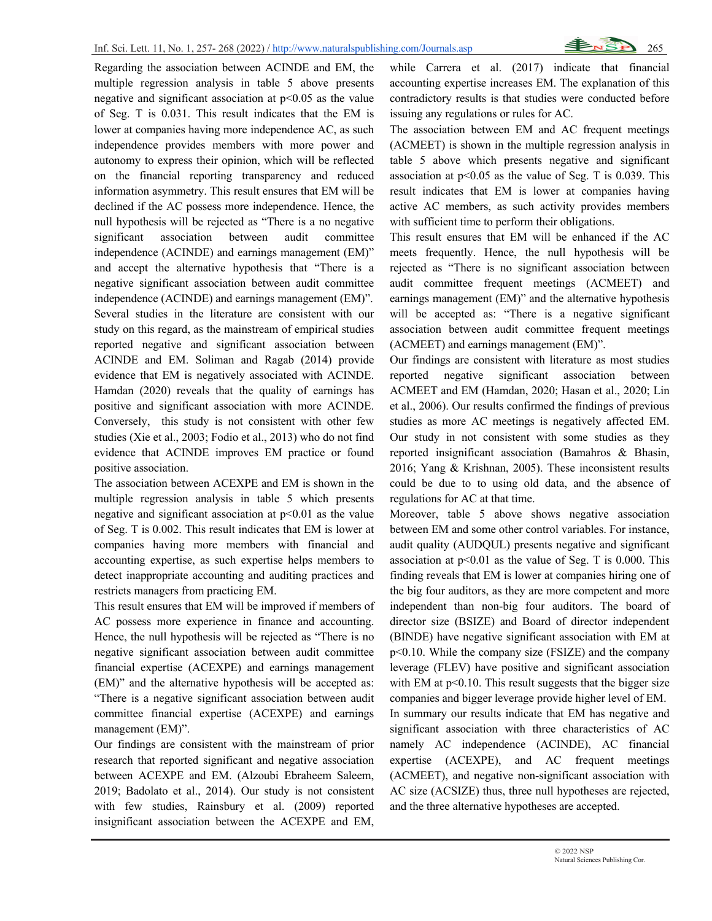Regarding the association between ACINDE and EM, the multiple regression analysis in table 5 above presents negative and significant association at $p<0.05$ as the value of Seg. T is 0.031. This result indicates that the EM is lower at companies having more independence AC, as such independence provides members with more power and autonomy to express their opinion, which will be reflected on the financial reporting transparency and reduced information asymmetry. This result ensures that EM will be declined if the AC possess more independence. Hence, the null hypothesis will be rejected as "There is a no negative significant association between audit committee independence (ACINDE) and earnings management (EM)" and accept the alternative hypothesis that "There is a negative significant association between audit committee independence (ACINDE) and earnings management (EM)". Several studies in the literature are consistent with our study on this regard, as the mainstream of empirical studies reported negative and significant association between ACINDE and EM. Soliman and Ragab (2014) provide evidence that EM is negatively associated with ACINDE. Hamdan (2020) reveals that the quality of earnings has positive and significant association with more ACINDE. Conversely, this study is not consistent with other few studies (Xie et al., 2003; Fodio et al., 2013) who do not find evidence that ACINDE improves EM practice or found positive association.

The association between ACEXPE and EM is shown in the multiple regression analysis in table 5 which presents negative and significant association at $p<0.01$ as the value of Seg. T is 0.002. This result indicates that EM is lower at companies having more members with financial and accounting expertise, as such expertise helps members to detect inappropriate accounting and auditing practices and restricts managers from practicing EM.

This result ensures that EM will be improved if members of AC possess more experience in finance and accounting. Hence, the null hypothesis will be rejected as "There is no negative significant association between audit committee financial expertise (ACEXPE) and earnings management (EM)" and the alternative hypothesis will be accepted as: "There is a negative significant association between audit committee financial expertise (ACEXPE) and earnings management (EM)".

Our findings are consistent with the mainstream of prior research that reported significant and negative association between ACEXPE and EM. (Alzoubi Ebraheem Saleem, 2019; Badolato et al., 2014). Our study is not consistent with few studies, Rainsbury et al. (2009) reported insignificant association between the ACEXPE and EM, while Carrera et al. (2017) indicate that financial accounting expertise increases EM. The explanation of this contradictory results is that studies were conducted before issuing any regulations or rules for AC.

The association between EM and AC frequent meetings (ACMEET) is shown in the multiple regression analysis in table 5 above which presents negative and significant association at $p<0.05$ as the value of Seg. T is 0.039. This result indicates that EM is lower at companies having active AC members, as such activity provides members with sufficient time to perform their obligations.

This result ensures that EM will be enhanced if the AC meets frequently. Hence, the null hypothesis will be rejected as "There is no significant association between audit committee frequent meetings (ACMEET) and earnings management (EM)" and the alternative hypothesis will be accepted as: "There is a negative significant association between audit committee frequent meetings (ACMEET) and earnings management (EM)".

Our findings are consistent with literature as most studies reported negative significant association between ACMEET and EM (Hamdan, 2020; Hasan et al., 2020; Lin et al., 2006). Our results confirmed the findings of previous studies as more AC meetings is negatively affected EM. Our study in not consistent with some studies as they reported insignificant association (Bamahros & Bhasin, 2016; Yang & Krishnan, 2005). These inconsistent results could be due to to using old data, and the absence of regulations for AC at that time.

Moreover, table 5 above shows negative association between EM and some other control variables. For instance, audit quality (AUDQUL) presents negative and significant association at $p<0.01$ as the value of Seg. T is 0.000. This finding reveals that EM is lower at companies hiring one of the big four auditors, as they are more competent and more independent than non-big four auditors. The board of director size (BSIZE) and Board of director independent (BINDE) have negative significant association with EM at $p<0.10$. While the company size (FSIZE) and the company leverage (FLEV) have positive and significant association with EM at $p<0.10$. This result suggests that the bigger size companies and bigger leverage provide higher level of EM.

In summary our results indicate that EM has negative and significant association with three characteristics of AC namely AC independence (ACINDE), AC financial expertise (ACEXPE), and AC frequent meetings (ACMEET), and negative non-significant association with AC size (ACSIZE) thus, three null hypotheses are rejected, and the three alternative hypotheses are accepted.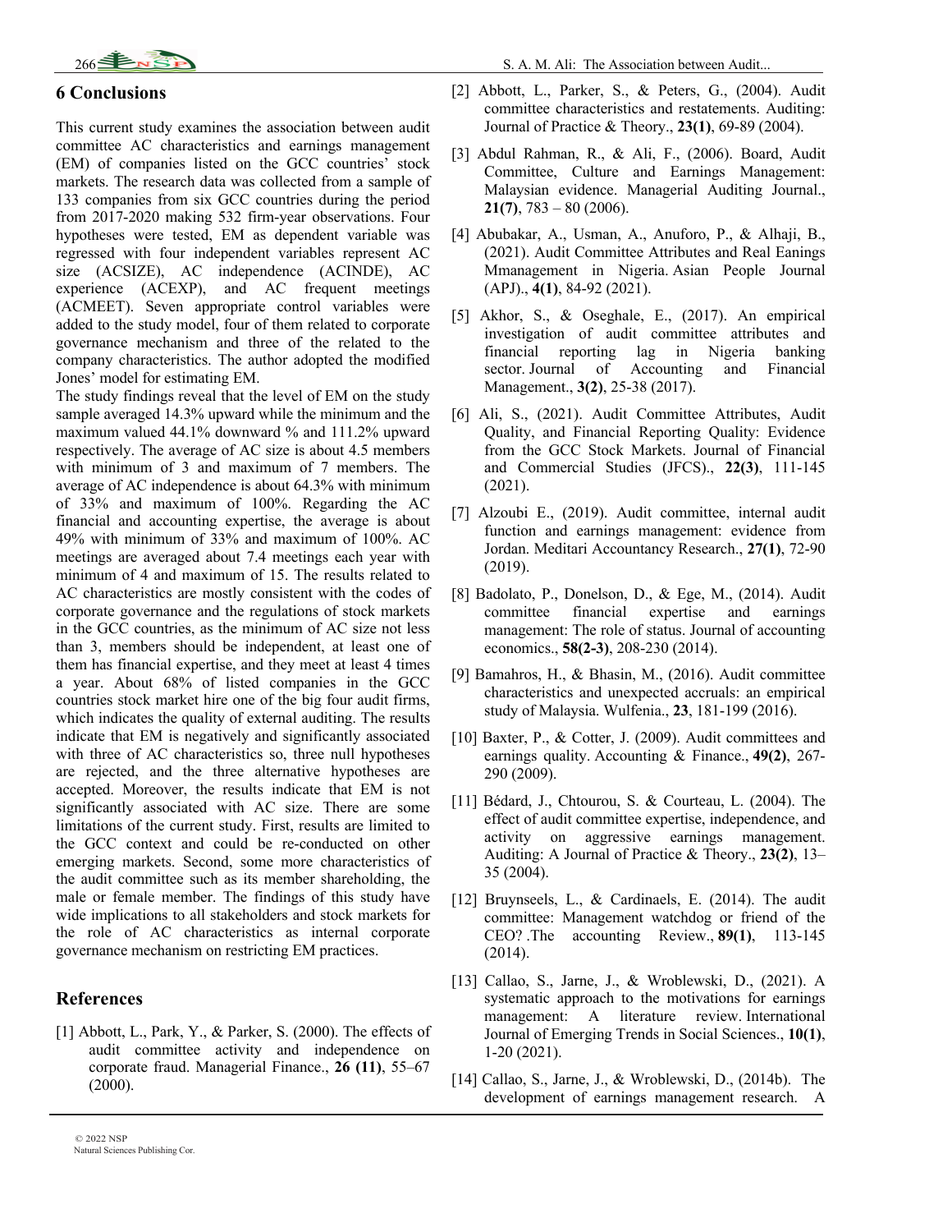## 6 Conclusions

This current study examines the association between audit committee AC characteristics and earnings management (EM) of companies listed on the GCC countries' stock markets. The research data was collected from a sample of 133 companies from six GCC countries during the period from 2017-2020 making 532 firm-year observations. Four hypotheses were tested, EM as dependent variable was regressed with four independent variables represent AC size (ACSIZE), AC independence (ACINDE), AC experience (ACEXP), and AC frequent meetings (ACMEET). Seven appropriate control variables were added to the study model, four of them related to corporate governance mechanism and three of the related to the company characteristics. The author adopted the modified Jones' model for estimating EM.

The study findings reveal that the level of EM on the study sample averaged 14.3% upward while the minimum and the maximum valued 44.1% downward % and 111.2% upward respectively. The average of AC size is about 4.5 members with minimum of 3 and maximum of 7 members. The average of AC independence is about 64.3% with minimum of 33% and maximum of 100%. Regarding the AC financial and accounting expertise, the average is about 49% with minimum of 33% and maximum of 100%. AC meetings are averaged about 7.4 meetings each year with minimum of 4 and maximum of 15. The results related to AC characteristics are mostly consistent with the codes of corporate governance and the regulations of stock markets in the GCC countries, as the minimum of AC size not less than 3, members should be independent, at least one of them has financial expertise, and they meet at least 4 times a year. About 68% of listed companies in the GCC countries stock market hire one of the big four audit firms, which indicates the quality of external auditing. The results indicate that EM is negatively and significantly associated with three of AC characteristics so, three null hypotheses are rejected, and the three alternative hypotheses are accepted. Moreover, the results indicate that EM is not significantly associated with AC size. There are some limitations of the current study. First, results are limited to the GCC context and could be re-conducted on other emerging markets. Second, some more characteristics of the audit committee such as its member shareholding, the male or female member. The findings of this study have wide implications to all stakeholders and stock markets for the role of AC characteristics as internal corporate governance mechanism on restricting EM practices.

## References

[1] Abbott, L., Park, Y., & Parker, S. (2000). The effects of audit committee activity and independence on corporate fraud. Managerial Finance., **26 (11)**, 55–67 (2000).

[2] Abbott, L., Parker, S., & Peters, G., (2004). Audit committee characteristics and restatements. Auditing: Journal of Practice & Theory., **23(1)**, 69-89 (2004).

[3] Abdul Rahman, R., & Ali, F., (2006). Board, Audit Committee, Culture and Earnings Management: Malaysian evidence. Managerial Auditing Journal., **21(7)**, 783 – 80 (2006).

[4] Abubakar, A., Usman, A., Anuforo, P., & Alhaji, B., (2021). Audit Committee Attributes and Real Eanings Mmanagement in Nigeria. Asian People Journal (APJ)., **4(1)**, 84-92 (2021).

[5] Akhor, S., & Oseghale, E., (2017). An empirical investigation of audit committee attributes and financial reporting lag in Nigeria banking sector. Journal of Accounting and Financial Management., **3(2)**, 25-38 (2017).

[6] Ali, S., (2021). Audit Committee Attributes, Audit Quality, and Financial Reporting Quality: Evidence from the GCC Stock Markets. Journal of Financial and Commercial Studies (JFCS)., **22(3)**, 111-145 (2021).

[7] Alzoubi E., (2019). Audit committee, internal audit function and earnings management: evidence from Jordan. Meditari Accountancy Research., **27(1)**, 72-90 (2019).

[8] Badolato, P., Donelson, D., & Ege, M., (2014). Audit committee financial expertise and earnings management: The role of status. Journal of accounting economics., **58(2-3)**, 208-230 (2014).

[9] Bamahros, H., & Bhasin, M., (2016). Audit committee characteristics and unexpected accruals: an empirical study of Malaysia. Wulfenia., **23**, 181-199 (2016).

[10] Baxter, P., & Cotter, J. (2009). Audit committees and earnings quality. Accounting & Finance., **49(2)**, 267-290 (2009).

[11] Bédard, J., Chtourou, S. & Courteau, L. (2004). The effect of audit committee expertise, independence, and activity on aggressive earnings management. Auditing: A Journal of Practice & Theory., **23(2)**, 13–35 (2004).

[12] Bruynseels, L., & Cardinaels, E. (2014). The audit committee: Management watchdog or friend of the CEO? .The accounting Review., **89(1)**, 113-145 (2014).

[13] Callao, S., Jarne, J., & Wroblewski, D., (2021). A systematic approach to the motivations for earnings management: A literature review. International Journal of Emerging Trends in Social Sciences., **10(1)**, 1-20 (2021).

[14] Callao, S., Jarne, J., & Wroblewski, D., (2014b). The development of earnings management research. A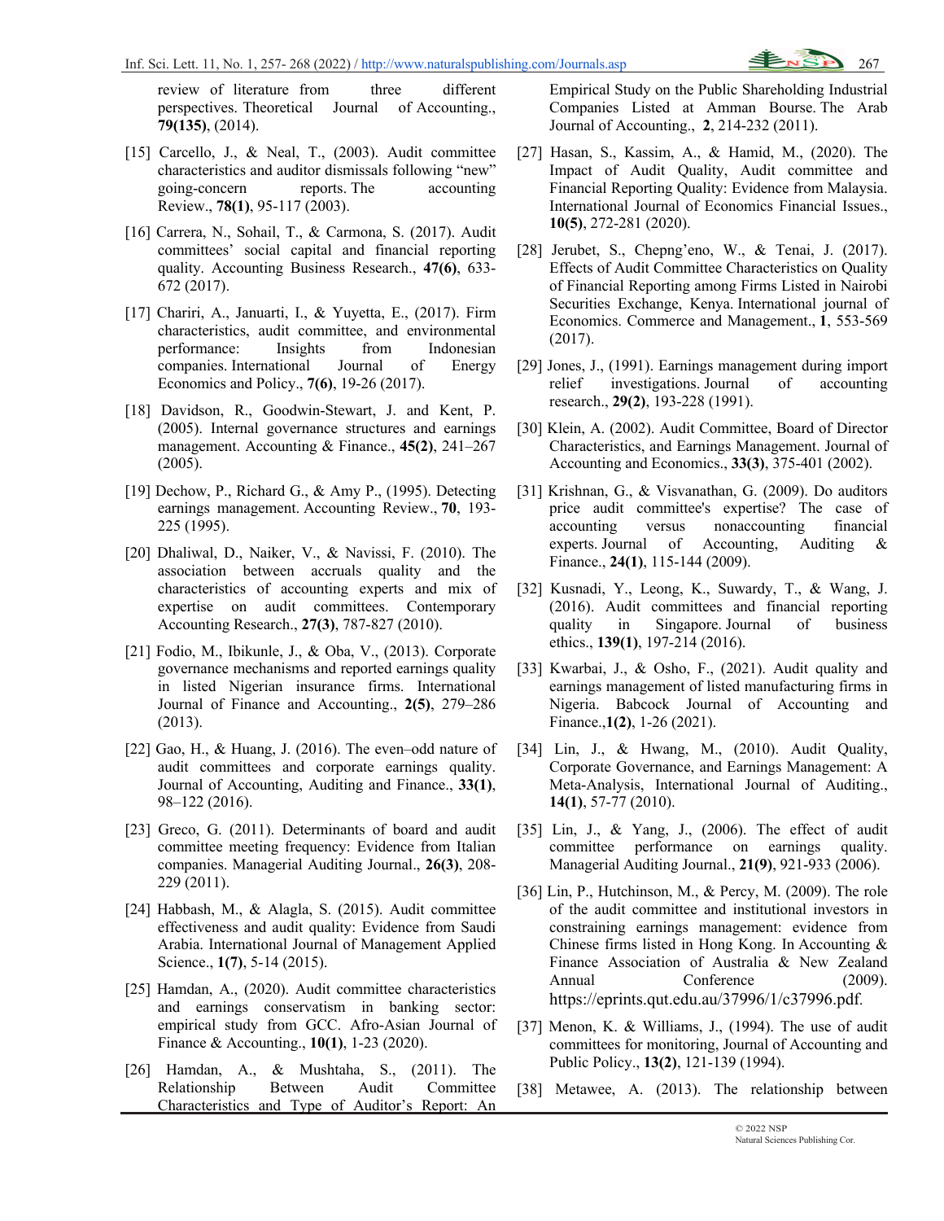review of literature from three different perspectives. Theoretical Journal of Accounting., **79(135)**, (2014).

[15] Carcello, J., & Neal, T., (2003). Audit committee characteristics and auditor dismissals following "new" going-concern reports. The accounting Review., **78(1)**, 95-117 (2003).

[16] Carrera, N., Sohail, T., & Carmona, S. (2017). Audit committees' social capital and financial reporting quality. Accounting Business Research., **47(6)**, 633-672 (2017).

[17] Chariri, A., Januarti, I., & Yuyetta, E., (2017). Firm characteristics, audit committee, and environmental performance: Insights from Indonesian companies. International Journal of Energy Economics and Policy., **7(6)**, 19-26 (2017).

[18] Davidson, R., Goodwin-Stewart, J. and Kent, P. (2005). Internal governance structures and earnings management. Accounting & Finance., **45(2)**, 241–267 (2005).

[19] Dechow, P., Richard G., & Amy P., (1995). Detecting earnings management. Accounting Review., **70**, 193-225 (1995).

[20] Dhaliwal, D., Naiker, V., & Navissi, F. (2010). The association between accruals quality and the characteristics of accounting experts and mix of expertise on audit committees. Contemporary Accounting Research., **27(3)**, 787-827 (2010).

[21] Fodio, M., Ibikunle, J., & Oba, V., (2013). Corporate governance mechanisms and reported earnings quality in listed Nigerian insurance firms. International Journal of Finance and Accounting., **2(5)**, 279–286 (2013).

[22] Gao, H., & Huang, J. (2016). The even–odd nature of audit committees and corporate earnings quality. Journal of Accounting, Auditing and Finance., **33(1)**, 98–122 (2016).

[23] Greco, G. (2011). Determinants of board and audit committee meeting frequency: Evidence from Italian companies. Managerial Auditing Journal., **26(3)**, 208-229 (2011).

[24] Habbash, M., & Alagla, S. (2015). Audit committee effectiveness and audit quality: Evidence from Saudi Arabia. International Journal of Management Applied Science., **1(7)**, 5-14 (2015).

[25] Hamdan, A., (2020). Audit committee characteristics and earnings conservatism in banking sector: empirical study from GCC. Afro-Asian Journal of Finance & Accounting., **10(1)**, 1-23 (2020).

[26] Hamdan, A., & Mushtaha, S., (2011). The Relationship Between Audit Committee Characteristics and Type of Auditor's Report: An Empirical Study on the Public Shareholding Industrial Companies Listed at Amman Bourse. The Arab Journal of Accounting., **2**, 214-232 (2011).

[27] Hasan, S., Kassim, A., & Hamid, M., (2020). The Impact of Audit Quality, Audit committee and Financial Reporting Quality: Evidence from Malaysia. International Journal of Economics Financial Issues., **10(5)**, 272-281 (2020).

[28] Jerubet, S., Chepng'eno, W., & Tenai, J. (2017). Effects of Audit Committee Characteristics on Quality of Financial Reporting among Firms Listed in Nairobi Securities Exchange, Kenya. International journal of Economics. Commerce and Management., **1**, 553-569 (2017).

[29] Jones, J., (1991). Earnings management during import relief investigations. Journal of accounting research., **29(2)**, 193-228 (1991).

[30] Klein, A. (2002). Audit Committee, Board of Director Characteristics, and Earnings Management. Journal of Accounting and Economics., **33(3)**, 375-401 (2002).

[31] Krishnan, G., & Visvanathan, G. (2009). Do auditors price audit committee's expertise? The case of accounting versus nonaccounting financial experts. Journal of Accounting, Auditing & Finance., **24(1)**, 115-144 (2009).

[32] Kusnadi, Y., Leong, K., Suwardy, T., & Wang, J. (2016). Audit committees and financial reporting quality in Singapore. Journal of business ethics., **139(1)**, 197-214 (2016).

[33] Kwarbai, J., & Osho, F., (2021). Audit quality and earnings management of listed manufacturing firms in Nigeria. Babcock Journal of Accounting and Finance.,**1(2)**, 1-26 (2021).

[34] Lin, J., & Hwang, M., (2010). Audit Quality, Corporate Governance, and Earnings Management: A Meta-Analysis, International Journal of Auditing., **14(1)**, 57-77 (2010).

[35] Lin, J., & Yang, J., (2006). The effect of audit committee performance on earnings quality. Managerial Auditing Journal., **21(9)**, 921-933 (2006).

[36] Lin, P., Hutchinson, M., & Percy, M. (2009). The role of the audit committee and institutional investors in constraining earnings management: evidence from Chinese firms listed in Hong Kong. In Accounting & Finance Association of Australia & New Zealand Annual Conference (2009). https://eprints.qut.edu.au/37996/1/c37996.pdf.

[37] Menon, K. & Williams, J., (1994). The use of audit committees for monitoring, Journal of Accounting and Public Policy., **13(2)**, 121-139 (1994).

[38] Metawee, A. (2013). The relationship between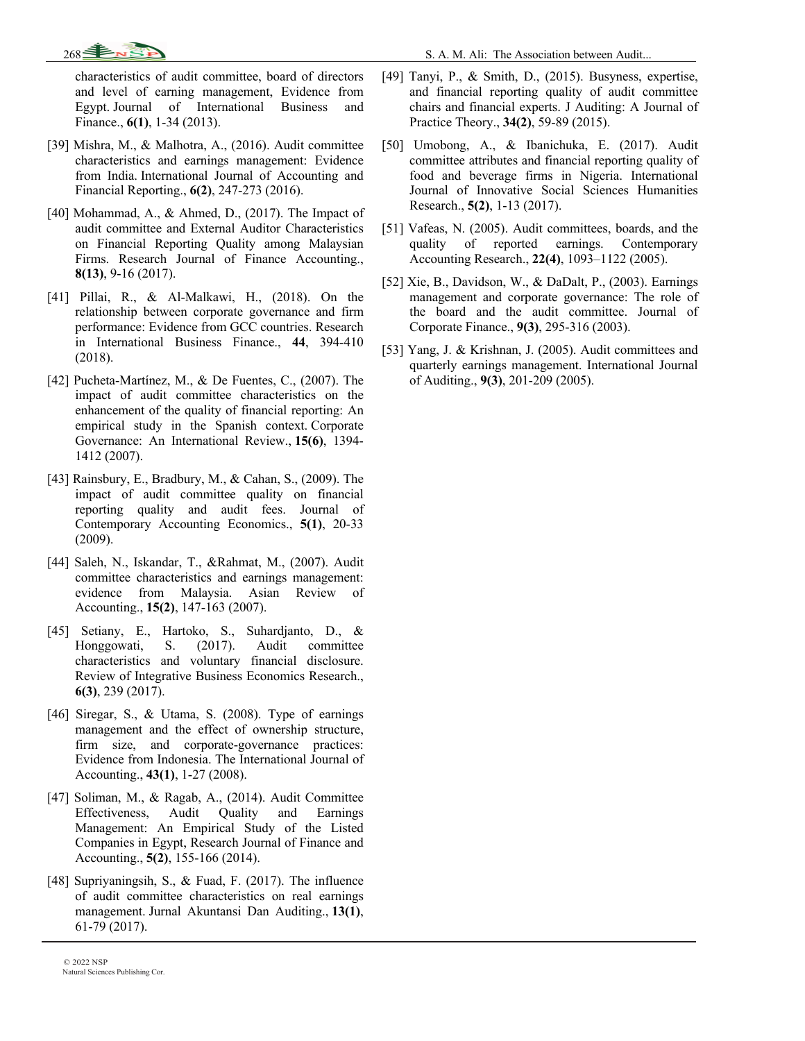characteristics of audit committee, board of directors and level of earning management, Evidence from Egypt. Journal of International Business and Finance., **6(1)**, 1-34 (2013).

[39] Mishra, M., & Malhotra, A., (2016). Audit committee characteristics and earnings management: Evidence from India. International Journal of Accounting and Financial Reporting., **6(2)**, 247-273 (2016).

[40] Mohammad, A., & Ahmed, D., (2017). The Impact of audit committee and External Auditor Characteristics on Financial Reporting Quality among Malaysian Firms. Research Journal of Finance Accounting., **8(13)**, 9-16 (2017).

[41] Pillai, R., & Al-Malkawi, H., (2018). On the relationship between corporate governance and firm performance: Evidence from GCC countries. Research in International Business Finance., **44**, 394-410 (2018).

[42] Pucheta-Martínez, M., & De Fuentes, C., (2007). The impact of audit committee characteristics on the enhancement of the quality of financial reporting: An empirical study in the Spanish context. Corporate Governance: An International Review., **15(6)**, 1394-1412 (2007).

[43] Rainsbury, E., Bradbury, M., & Cahan, S., (2009). The impact of audit committee quality on financial reporting quality and audit fees. Journal of Contemporary Accounting Economics., **5(1)**, 20-33 (2009).

[44] Saleh, N., Iskandar, T., &Rahmat, M., (2007). Audit committee characteristics and earnings management: evidence from Malaysia. Asian Review of Accounting., **15(2)**, 147-163 (2007).

[45] Setiany, E., Hartoko, S., Suhardjanto, D., & Honggowati, S. (2017). Audit committee characteristics and voluntary financial disclosure. Review of Integrative Business Economics Research., **6(3)**, 239 (2017).

[46] Siregar, S., & Utama, S. (2008). Type of earnings management and the effect of ownership structure, firm size, and corporate-governance practices: Evidence from Indonesia. The International Journal of Accounting., **43(1)**, 1-27 (2008).

[47] Soliman, M., & Ragab, A., (2014). Audit Committee Effectiveness, Audit Quality and Earnings Management: An Empirical Study of the Listed Companies in Egypt, Research Journal of Finance and Accounting., **5(2)**, 155-166 (2014).

[48] Supriyaningsih, S., & Fuad, F. (2017). The influence of audit committee characteristics on real earnings management. Jurnal Akuntansi Dan Auditing., **13(1)**, 61-79 (2017).

[49] Tanyi, P., & Smith, D., (2015). Busyness, expertise, and financial reporting quality of audit committee chairs and financial experts. J Auditing: A Journal of Practice Theory., **34(2)**, 59-89 (2015).

[50] Umobong, A., & Ibanichuka, E. (2017). Audit committee attributes and financial reporting quality of food and beverage firms in Nigeria. International Journal of Innovative Social Sciences Humanities Research., **5(2)**, 1-13 (2017).

[51] Vafeas, N. (2005). Audit committees, boards, and the quality of reported earnings. Contemporary Accounting Research., **22(4)**, 1093–1122 (2005).

[52] Xie, B., Davidson, W., & DaDalt, P., (2003). Earnings management and corporate governance: The role of the board and the audit committee. Journal of Corporate Finance., **9(3)**, 295-316 (2003).

[53] Yang, J. & Krishnan, J. (2005). Audit committees and quarterly earnings management. International Journal of Auditing., **9(3)**, 201-209 (2005).